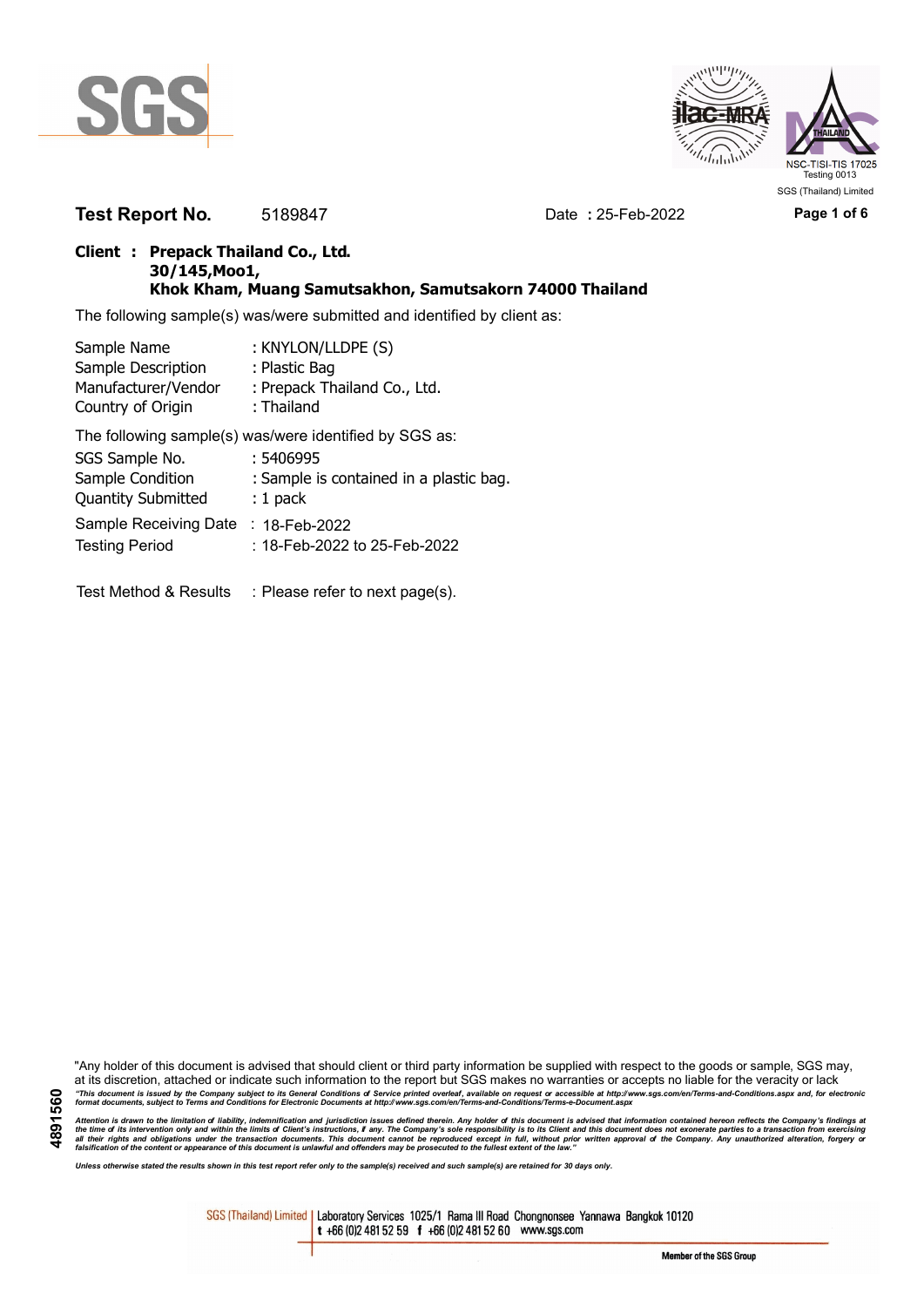**Test Report No.** 5189847 Date **:** 25-Feb-2022

**Client : Prepack Thailand Co., Ltd.**
**30/145,Moo1,**
**Khok Kham, Muang Samutsakhon, Samutsakorn 74000 Thailand**

The following sample(s) was/were submitted and identified by client as:

| | |
|---|---|
| Sample Name | : KNYLON/LLDPE (S) |
| Sample Description | : Plastic Bag |
| Manufacturer/Vendor | : Prepack Thailand Co., Ltd. |
| Country of Origin | : Thailand |

The following sample(s) was/were identified by SGS as:

| | |
|---|---|
| SGS Sample No. | : 5406995 |
| Sample Condition | : Sample is contained in a plastic bag. |
| Quantity Submitted | : 1 pack |
| Sample Receiving Date | : 18-Feb-2022 |
| Testing Period | : 18-Feb-2022 to 25-Feb-2022 |

Test Method & Results : Please refer to next page(s).

"Any holder of this document is advised that should client or third party information be supplied with respect to the goods or sample, SGS may, at its discretion, attached or indicate such information to the report but SGS makes no warranties or accepts no liable for the veracity or lack

*"This document is issued by the Company subject to its General Conditions of Service printed overleaf, available on request or accessible at http://www.sgs.com/en/Terms-and-Conditions.aspx and, for electronic format documents, subject to Terms and Conditions for Electronic Documents at http://www.sgs.com/en/Terms-and-Conditions/Terms-e-Document.aspx*

*Attention is drawn to the limitation of liability, indemnification and jurisdiction issues defined therein. Any holder of this document is advised that information contained hereon reflects the Company's findings at the time of its intervention only and within the limits of Client's instructions, if any. The Company's sole responsibility is to its Client and this document does not exonerate parties to a transaction from exercising all their rights and obligations under the transaction documents. This document cannot be reproduced except in full, without prior written approval of the Company. Any unauthorized alteration, forgery or falsification of the content or appearance of this document is unlawful and offenders may be prosecuted to the fullest extent of the law."*

*Unless otherwise stated the results shown in this test report refer only to the sample(s) received and such sample(s) are retained for 30 days only.*

SGS (Thailand) Limited | Laboratory Services 1025/1 Rama III Road Chongnonsee Yannawa Bangkok 10120
t +66 (0)2 481 52 59 f +66 (0)2 481 52 60 www.sgs.com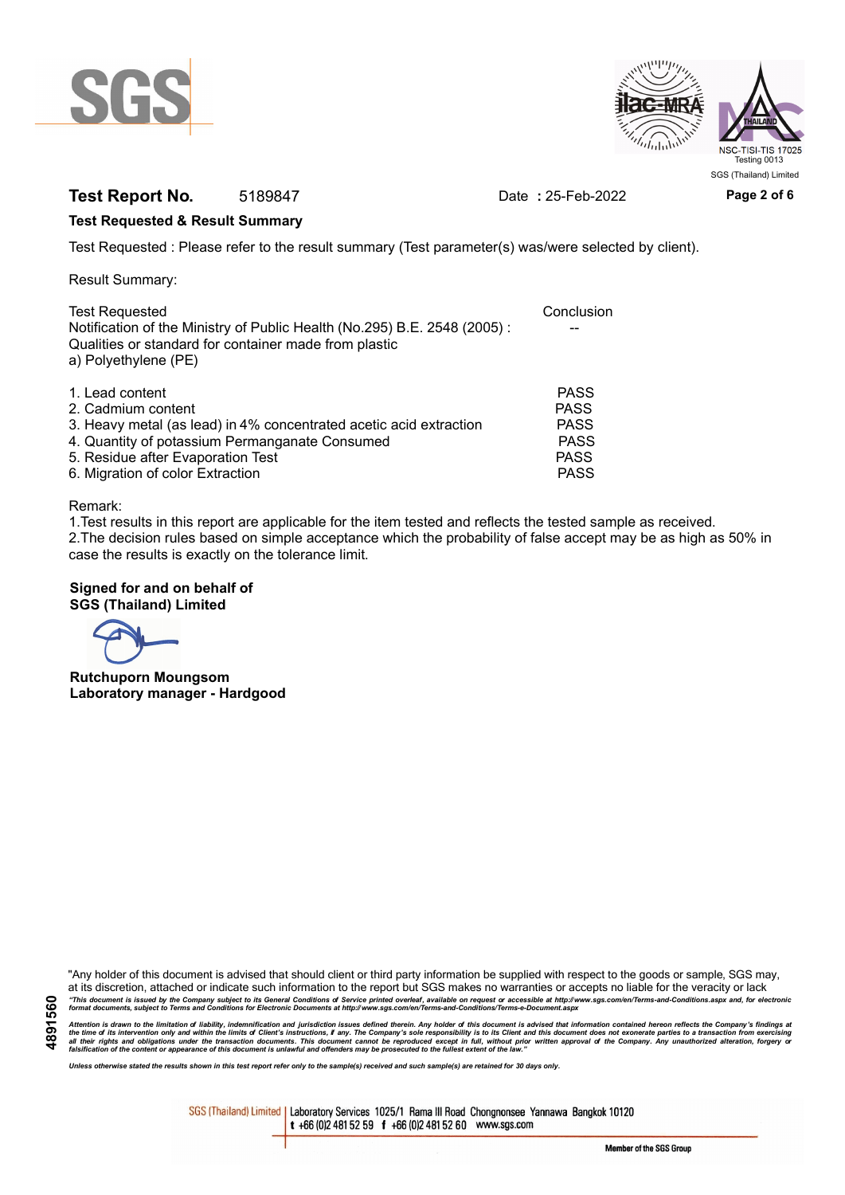**Test Report No.** 5189847 Date : 25-Feb-2022

**Test Requested & Result Summary**

Test Requested : Please refer to the result summary (Test parameter(s) was/were selected by client).

Result Summary:

| Test Requested | Conclusion |
| --- | --- |
| Notification of the Ministry of Public Health (No.295) B.E. 2548 (2005) : Qualities or standard for container made from plastic a) Polyethylene (PE) | -- |
| 1. Lead content | PASS |
| 2. Cadmium content | PASS |
| 3. Heavy metal (as lead) in 4% concentrated acetic acid extraction | PASS |
| 4. Quantity of potassium Permanganate Consumed | PASS |
| 5. Residue after Evaporation Test | PASS |
| 6. Migration of color Extraction | PASS |

Remark:

1.Test results in this report are applicable for the item tested and reflects the tested sample as received.

2.The decision rules based on simple acceptance which the probability of false accept may be as high as 50% in case the results is exactly on the tolerance limit.

**Signed for and on behalf of**
**SGS (Thailand) Limited**

**Rutchuporn Moungsom**
**Laboratory manager - Hardgood**

"Any holder of this document is advised that should client or third party information be supplied with respect to the goods or sample, SGS may, at its discretion, attached or indicate such information to the report but SGS makes no warranties or accepts no liable for the veracity or lack

*"This document is issued by the Company subject to its General Conditions of Service printed overleaf, available on request or accessible at http://www.sgs.com/en/Terms-and-Conditions.aspx and, for electronic format documents, subject to Terms and Conditions for Electronic Documents at http://www.sgs.com/en/Terms-and-Conditions/Terms-e-Document.aspx*

*Attention is drawn to the limitation of liability, indemnification and jurisdiction issues defined therein. Any holder of this document is advised that information contained hereon reflects the Company's findings at the time of its intervention only and within the limits of Client's instructions, if any. The Company's sole responsibility is to its Client and this document does not exonerate parties to a transaction from exercising all their rights and obligations under the transaction documents. This document cannot be reproduced except in full, without prior written approval of the Company. Any unauthorized alteration, forgery or falsification of the content or appearance of this document is unlawful and offenders may be prosecuted to the fullest extent of the law."*

*Unless otherwise stated the results shown in this test report refer only to the sample(s) received and such sample(s) are retained for 30 days only.*

SGS (Thailand) Limited | Laboratory Services 1025/1 Rama III Road Chongnonsee Yannawa Bangkok 10120
t +66 (0)2 481 52 59 f +66 (0)2 481 52 60 www.sgs.com

Member of the SGS Group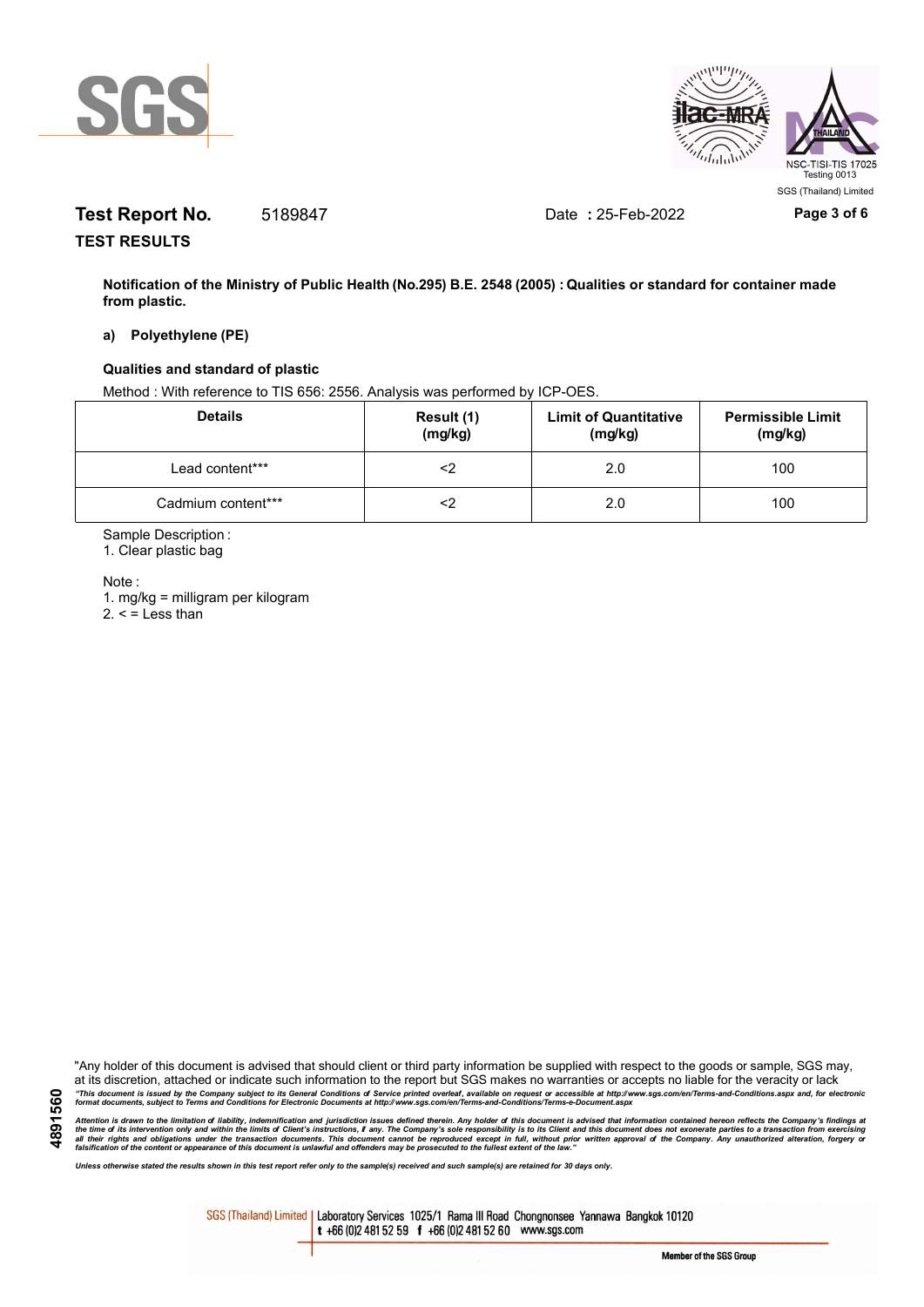**Test Report No.** 5189847 Date **:** 25-Feb-2022

**TEST RESULTS**

**Notification of the Ministry of Public Health (No.295) B.E. 2548 (2005) : Qualities or standard for container made from plastic.**

**a) Polyethylene (PE)**

**Qualities and standard of plastic**

Method : With reference to TIS 656: 2556. Analysis was performed by ICP-OES.

| Details | Result (1) (mg/kg) | Limit of Quantitative (mg/kg) | Permissible Limit (mg/kg) |
|---|---|---|---|
| Lead content*** | <2 | 2.0 | 100 |
| Cadmium content*** | <2 | 2.0 | 100 |

Sample Description :

1. Clear plastic bag

Note :

1. mg/kg = milligram per kilogram
2. < = Less than

"Any holder of this document is advised that should client or third party information be supplied with respect to the goods or sample, SGS may, at its discretion, attached or indicate such information to the report but SGS makes no warranties or accepts no liable for the veracity or lack

*"This document is issued by the Company subject to its General Conditions of Service printed overleaf, available on request or accessible at http://www.sgs.com/en/Terms-and-Conditions.aspx and, for electronic format documents, subject to Terms and Conditions for Electronic Documents at http://www.sgs.com/en/Terms-and-Conditions/Terms-e-Document.aspx*

*Attention is drawn to the limitation of liability, indemnification and jurisdiction issues defined therein. Any holder of this document is advised that information contained hereon reflects the Company's findings at the time of its intervention only and within the limits of Client's instructions, if any. The Company's sole responsibility is to its Client and this document does not exonerate parties to a transaction from exercising all their rights and obligations under the transaction documents. This document cannot be reproduced except in full, without prior written approval of the Company. Any unauthorized alteration, forgery or falsification of the content or appearance of this document is unlawful and offenders may be prosecuted to the fullest extent of the law."*

*Unless otherwise stated the results shown in this test report refer only to the sample(s) received and such sample(s) are retained for 30 days only.*

4891560

SGS (Thailand) Limited | Laboratory Services 1025/1 Rama III Road Chongnonsee Yannawa Bangkok 10120
t +66 (0)2 481 52 59 f +66 (0)2 481 52 60 www.sgs.com

Member of the SGS Group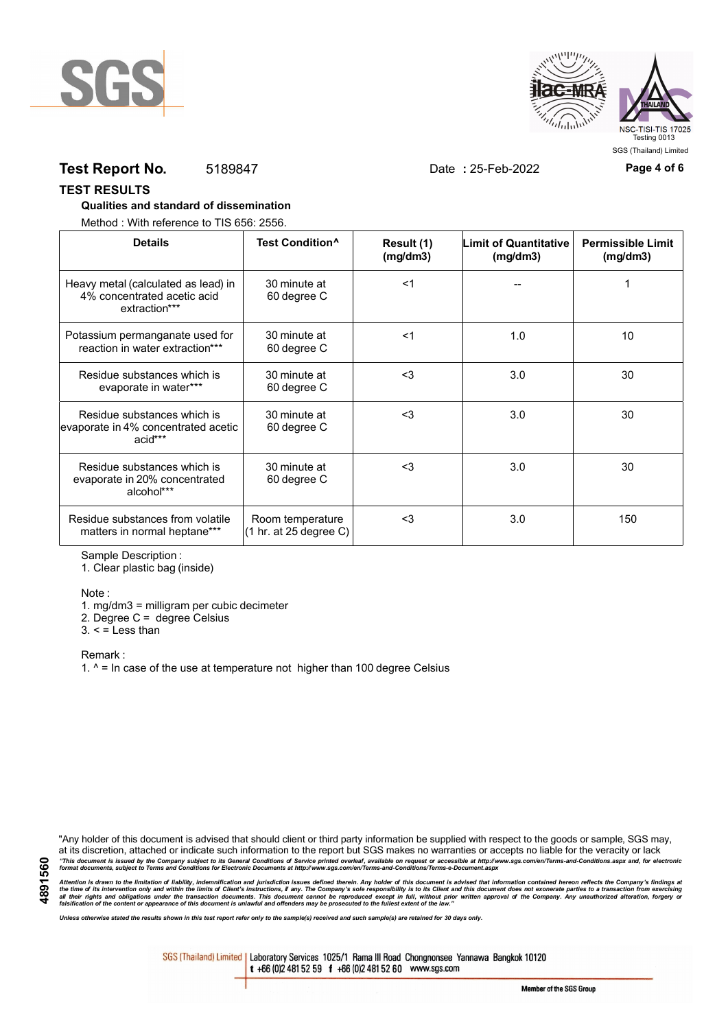**Test Report No.** 5189847 Date : 25-Feb-2022

## TEST RESULTS

**Qualities and standard of dissemination**

Method : With reference to TIS 656: 2556.

| Details | Test Condition^ | Result (1) (mg/dm3) | Limit of Quantitative (mg/dm3) | Permissible Limit (mg/dm3) |
|---|---|---|---|---|
| Heavy metal (calculated as lead) in 4% concentrated acetic acid extraction*** | 30 minute at 60 degree C | <1 | -- | 1 |
| Potassium permanganate used for reaction in water extraction*** | 30 minute at 60 degree C | <1 | 1.0 | 10 |
| Residue substances which is evaporate in water*** | 30 minute at 60 degree C | <3 | 3.0 | 30 |
| Residue substances which is evaporate in 4% concentrated acetic acid*** | 30 minute at 60 degree C | <3 | 3.0 | 30 |
| Residue substances which is evaporate in 20% concentrated alcohol*** | 30 minute at 60 degree C | <3 | 3.0 | 30 |
| Residue substances from volatile matters in normal heptane*** | Room temperature (1 hr. at 25 degree C) | <3 | 3.0 | 150 |

Sample Description :

1. Clear plastic bag (inside)

Note :

1. mg/dm3 = milligram per cubic decimeter
2. Degree C = degree Celsius
3. < = Less than

Remark :

1. ^ = In case of the use at temperature not higher than 100 degree Celsius

"Any holder of this document is advised that should client or third party information be supplied with respect to the goods or sample, SGS may, at its discretion, attached or indicate such information to the report but SGS makes no warranties or accepts no liable for the veracity or lack

*"This document is issued by the Company subject to its General Conditions of Service printed overleaf, available on request or accessible at http://www.sgs.com/en/Terms-and-Conditions.aspx and, for electronic format documents, subject to Terms and Conditions for Electronic Documents at http://www.sgs.com/en/Terms-and-Conditions/Terms-e-Document.aspx*

*Attention is drawn to the limitation of liability, indemnification and jurisdiction issues defined therein. Any holder of this document is advised that information contained hereon reflects the Company's findings at the time of its intervention only and within the limits of Client's instructions, if any. The Company's sole responsibility is to its Client and this document does not exonerate parties to a transaction from exercising all their rights and obligations under the transaction documents. This document cannot be reproduced except in full, without prior written approval of the Company. Any unauthorized alteration, forgery or falsification of the content or appearance of this document is unlawful and offenders may be prosecuted to the fullest extent of the law."*

*Unless otherwise stated the results shown in this test report refer only to the sample(s) received and such sample(s) are retained for 30 days only.*

SGS (Thailand) Limited | Laboratory Services 1025/1 Rama III Road Chongnonsee Yannawa Bangkok 10120 t +66 (0)2 481 52 59 f +66 (0)2 481 52 60 www.sgs.com

Member of the SGS Group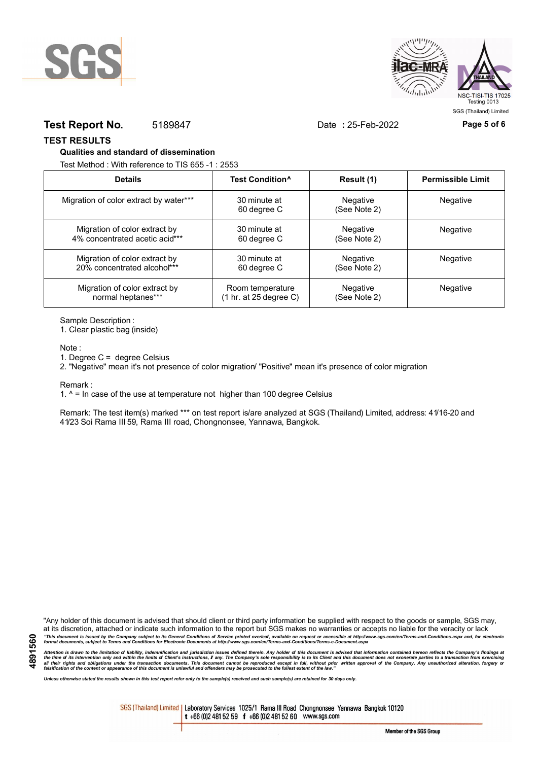**Test Report No.** 5189847 Date **:** 25-Feb-2022

## TEST RESULTS

### Qualities and standard of dissemination

Test Method : With reference to TIS 655 -1 : 2553

| Details | Test Condition^ | Result (1) | Permissible Limit |
|---|---|---|---|
| Migration of color extract by water*** | 30 minute at 60 degree C | Negative (See Note 2) | Negative |
| Migration of color extract by 4% concentrated acetic acid*** | 30 minute at 60 degree C | Negative (See Note 2) | Negative |
| Migration of color extract by 20% concentrated alcohol*** | 30 minute at 60 degree C | Negative (See Note 2) | Negative |
| Migration of color extract by normal heptanes*** | Room temperature (1 hr. at 25 degree C) | Negative (See Note 2) | Negative |

Sample Description :

1. Clear plastic bag (inside)

Note :

1. Degree C = degree Celsius
2. "Negative" mean it's not presence of color migration/ "Positive" mean it's presence of color migration

Remark :

1. ^ = In case of the use at temperature not higher than 100 degree Celsius

Remark: The test item(s) marked *** on test report is/are analyzed at SGS (Thailand) Limited, address: 41/16-20 and 41/23 Soi Rama III 59, Rama III road, Chongnonsee, Yannawa, Bangkok.

"Any holder of this document is advised that should client or third party information be supplied with respect to the goods or sample, SGS may, at its discretion, attached or indicate such information to the report but SGS makes no warranties or accepts no liable for the veracity or lack

*"This document is issued by the Company subject to its General Conditions of Service printed overleaf, available on request or accessible at http://www.sgs.com/en/Terms-and-Conditions.aspx and, for electronic format documents, subject to Terms and Conditions for Electronic Documents at http://www.sgs.com/en/Terms-and-Conditions/Terms-e-Document.aspx*

*Attention is drawn to the limitation of liability, indemnification and jurisdiction issues defined therein. Any holder of this document is advised that information contained hereon reflects the Company's findings at the time of its intervention only and within the limits of Client's instructions, if any. The Company's sole responsibility is to its Client and this document does not exonerate parties to a transaction from exercising all their rights and obligations under the transaction documents. This document cannot be reproduced except in full, without prior written approval of the Company. Any unauthorized alteration, forgery or falsification of the content or appearance of this document is unlawful and offenders may be prosecuted to the fullest extent of the law."*

*Unless otherwise stated the results shown in this test report refer only to the sample(s) received and such sample(s) are retained for 30 days only.*

4891560

SGS (Thailand) Limited | Laboratory Services 1025/1 Rama III Road Chongnonsee Yannawa Bangkok 10120
t +66 (0)2 481 52 59 f +66 (0)2 481 52 60 www.sgs.com

Member of the SGS Group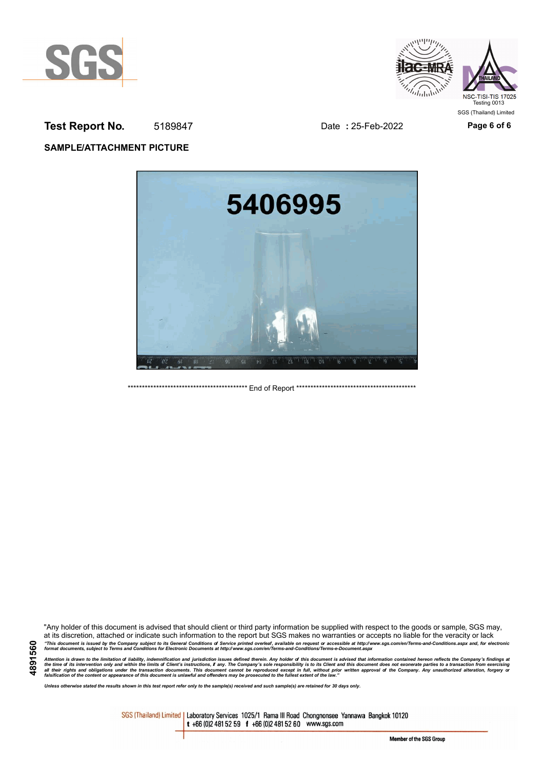**Test Report No.** 5189847 Date **:** 25-Feb-2022

**SAMPLE/ATTACHMENT PICTURE**

5406995

\*\*\*\*\*\*\*\*\*\*\*\*\*\*\*\*\*\*\*\*\*\*\*\*\*\*\*\*\*\*\*\*\*\*\*\*\*\*\*\*\*\*\*\* End of Report \*\*\*\*\*\*\*\*\*\*\*\*\*\*\*\*\*\*\*\*\*\*\*\*\*\*\*\*\*\*\*\*\*\*\*\*\*\*\*\*\*\*\*\*

"Any holder of this document is advised that should client or third party information be supplied with respect to the goods or sample, SGS may, at its discretion, attached or indicate such information to the report but SGS makes no warranties or accepts no liable for the veracity or lack

*"This document is issued by the Company subject to its General Conditions of Service printed overleaf, available on request or accessible at http://www.sgs.com/en/Terms-and-Conditions.aspx and, for electronic format documents, subject to Terms and Conditions for Electronic Documents at http://www.sgs.com/en/Terms-and-Conditions/Terms-e-Document.aspx*

*Attention is drawn to the limitation of liability, indemnification and jurisdiction issues defined therein. Any holder of this document is advised that information contained hereon reflects the Company's findings at the time of its intervention only and within the limits of Client's instructions, if any. The Company's sole responsibility is to its Client and this document does not exonerate parties to a transaction from exercising all their rights and obligations under the transaction documents. This document cannot be reproduced except in full, without prior written approval of the Company. Any unauthorized alteration, forgery or falsification of the content or appearance of this document is unlawful and offenders may be prosecuted to the fullest extent of the law."*

*Unless otherwise stated the results shown in this test report refer only to the sample(s) received and such sample(s) are retained for 30 days only.*